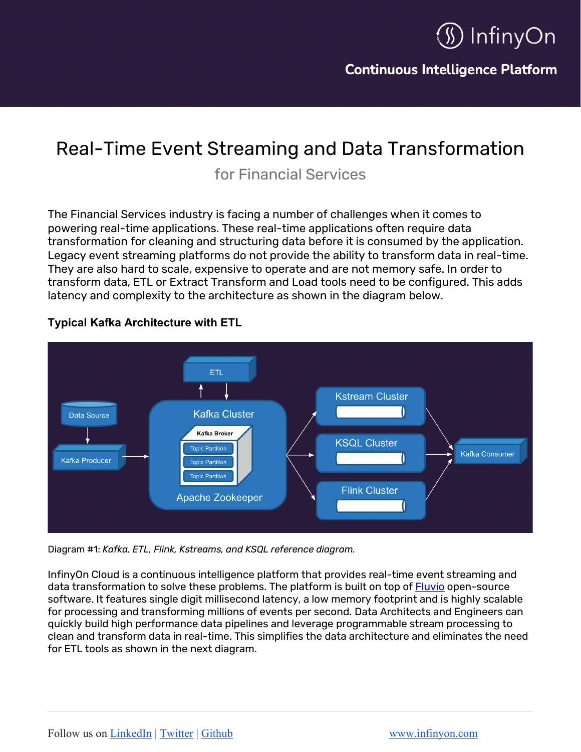# Real-Time Event Streaming and Data Transformation

## for Financial Services

The Financial Services industry is facing a number of challenges when it comes to powering real-time applications. These real-time applications often require data transformation for cleaning and structuring data before it is consumed by the application. Legacy event streaming platforms do not provide the ability to transform data in real-time. They are also hard to scale, expensive to operate and are not memory safe. In order to transform data, ETL or Extract Transform and Load tools need to be configured. This adds latency and complexity to the architecture as shown in the diagram below.

**Typical Kafka Architecture with ETL**

Diagram #1: *Kafka, ETL, Flink, Kstreams, and KSQL reference diagram.*

InfinyOn Cloud is a continuous intelligence platform that provides real-time event streaming and data transformation to solve these problems. The platform is built on top of [Fluvio](https://www.fluvio.io) open-source software. It features single digit millisecond latency, a low memory footprint and is highly scalable for processing and transforming millions of events per second. Data Architects and Engineers can quickly build high performance data pipelines and leverage programmable stream processing to clean and transform data in real-time. This simplifies the data architecture and eliminates the need for ETL tools as shown in the next diagram.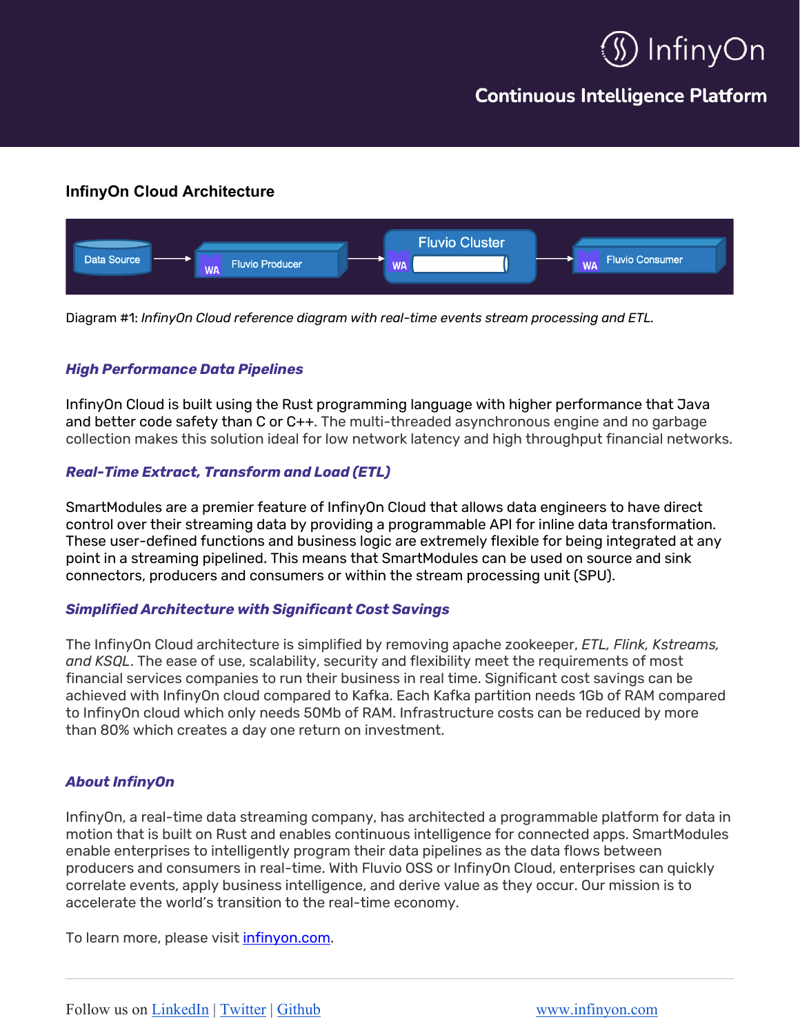InfinyOn

**Continuous Intelligence Platform**

### InfinyOn Cloud Architecture

Data Source → WA Fluvio Producer → Fluvio Cluster WA → WA Fluvio Consumer

Diagram #1: *InfinyOn Cloud reference diagram with real-time events stream processing and ETL.*

#### *High Performance Data Pipelines*

InfinyOn Cloud is built using the Rust programming language with higher performance that Java and better code safety than C or C++. The multi-threaded asynchronous engine and no garbage collection makes this solution ideal for low network latency and high throughput financial networks.

#### *Real-Time Extract, Transform and Load (ETL)*

SmartModules are a premier feature of InfinyOn Cloud that allows data engineers to have direct control over their streaming data by providing a programmable API for inline data transformation. These user-defined functions and business logic are extremely flexible for being integrated at any point in a streaming pipelined. This means that SmartModules can be used on source and sink connectors, producers and consumers or within the stream processing unit (SPU).

#### *Simplified Architecture with Significant Cost Savings*

The InfinyOn Cloud architecture is simplified by removing apache zookeeper, *ETL, Flink, Kstreams, and KSQL*. The ease of use, scalability, security and flexibility meet the requirements of most financial services companies to run their business in real time. Significant cost savings can be achieved with InfinyOn cloud compared to Kafka. Each Kafka partition needs 1Gb of RAM compared to InfinyOn cloud which only needs 50Mb of RAM. Infrastructure costs can be reduced by more than 80% which creates a day one return on investment.

#### *About InfinyOn*

InfinyOn, a real-time data streaming company, has architected a programmable platform for data in motion that is built on Rust and enables continuous intelligence for connected apps. SmartModules enable enterprises to intelligently program their data pipelines as the data flows between producers and consumers in real-time. With Fluvio OSS or InfinyOn Cloud, enterprises can quickly correlate events, apply business intelligence, and derive value as they occur. Our mission is to accelerate the world's transition to the real-time economy.

To learn more, please visit [infinyon.com](https://infinyon.com).

---

Follow us on LinkedIn | Twitter | Github

www.infinyon.com